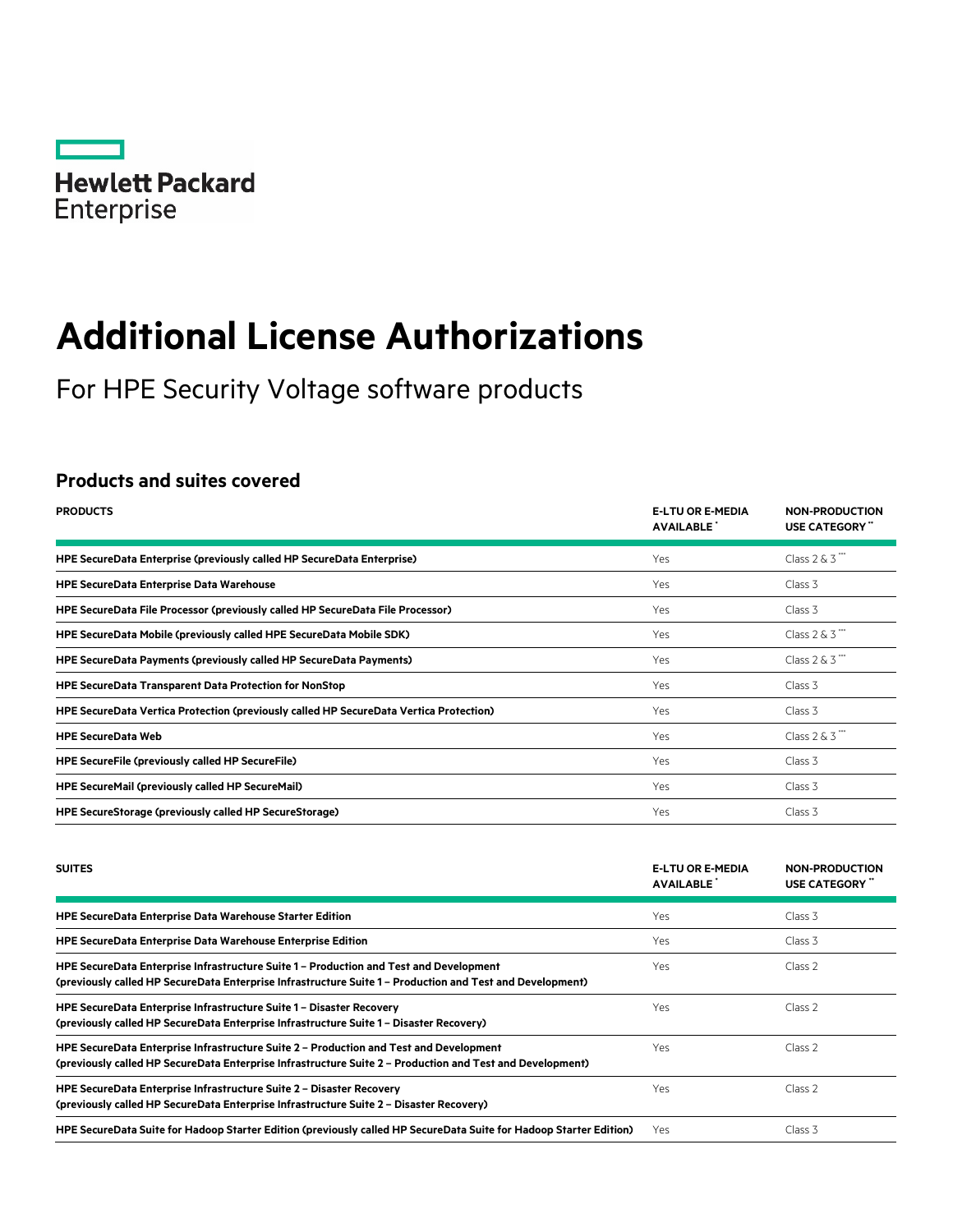Hewlett Packard Enterprise

# Additional License Authorizations

For HPE Security Voltage software products

## Products and suites covered

| PRODUCTS | E-LTU OR E-MEDIA AVAILABLE * | NON-PRODUCTION USE CATEGORY ** |
|---|---|---|
| **HPE SecureData Enterprise (previously called HP SecureData Enterprise)** | Yes | Class 2 & 3 *** |
| **HPE SecureData Enterprise Data Warehouse** | Yes | Class 3 |
| **HPE SecureData File Processor (previously called HP SecureData File Processor)** | Yes | Class 3 |
| **HPE SecureData Mobile (previously called HPE SecureData Mobile SDK)** | Yes | Class 2 & 3 *** |
| **HPE SecureData Payments (previously called HP SecureData Payments)** | Yes | Class 2 & 3 *** |
| **HPE SecureData Transparent Data Protection for NonStop** | Yes | Class 3 |
| **HPE SecureData Vertica Protection (previously called HP SecureData Vertica Protection)** | Yes | Class 3 |
| **HPE SecureData Web** | Yes | Class 2 & 3 *** |
| **HPE SecureFile (previously called HP SecureFile)** | Yes | Class 3 |
| **HPE SecureMail (previously called HP SecureMail)** | Yes | Class 3 |
| **HPE SecureStorage (previously called HP SecureStorage)** | Yes | Class 3 |

| SUITES | E-LTU OR E-MEDIA AVAILABLE * | NON-PRODUCTION USE CATEGORY ** |
|---|---|---|
| **HPE SecureData Enterprise Data Warehouse Starter Edition** | Yes | Class 3 |
| **HPE SecureData Enterprise Data Warehouse Enterprise Edition** | Yes | Class 3 |
| **HPE SecureData Enterprise Infrastructure Suite 1 – Production and Test and Development (previously called HP SecureData Enterprise Infrastructure Suite 1 – Production and Test and Development)** | Yes | Class 2 |
| **HPE SecureData Enterprise Infrastructure Suite 1 – Disaster Recovery (previously called HP SecureData Enterprise Infrastructure Suite 1 – Disaster Recovery)** | Yes | Class 2 |
| **HPE SecureData Enterprise Infrastructure Suite 2 – Production and Test and Development (previously called HP SecureData Enterprise Infrastructure Suite 2 – Production and Test and Development)** | Yes | Class 2 |
| **HPE SecureData Enterprise Infrastructure Suite 2 – Disaster Recovery (previously called HP SecureData Enterprise Infrastructure Suite 2 – Disaster Recovery)** | Yes | Class 2 |
| **HPE SecureData Suite for Hadoop Starter Edition (previously called HP SecureData Suite for Hadoop Starter Edition)** | Yes | Class 3 |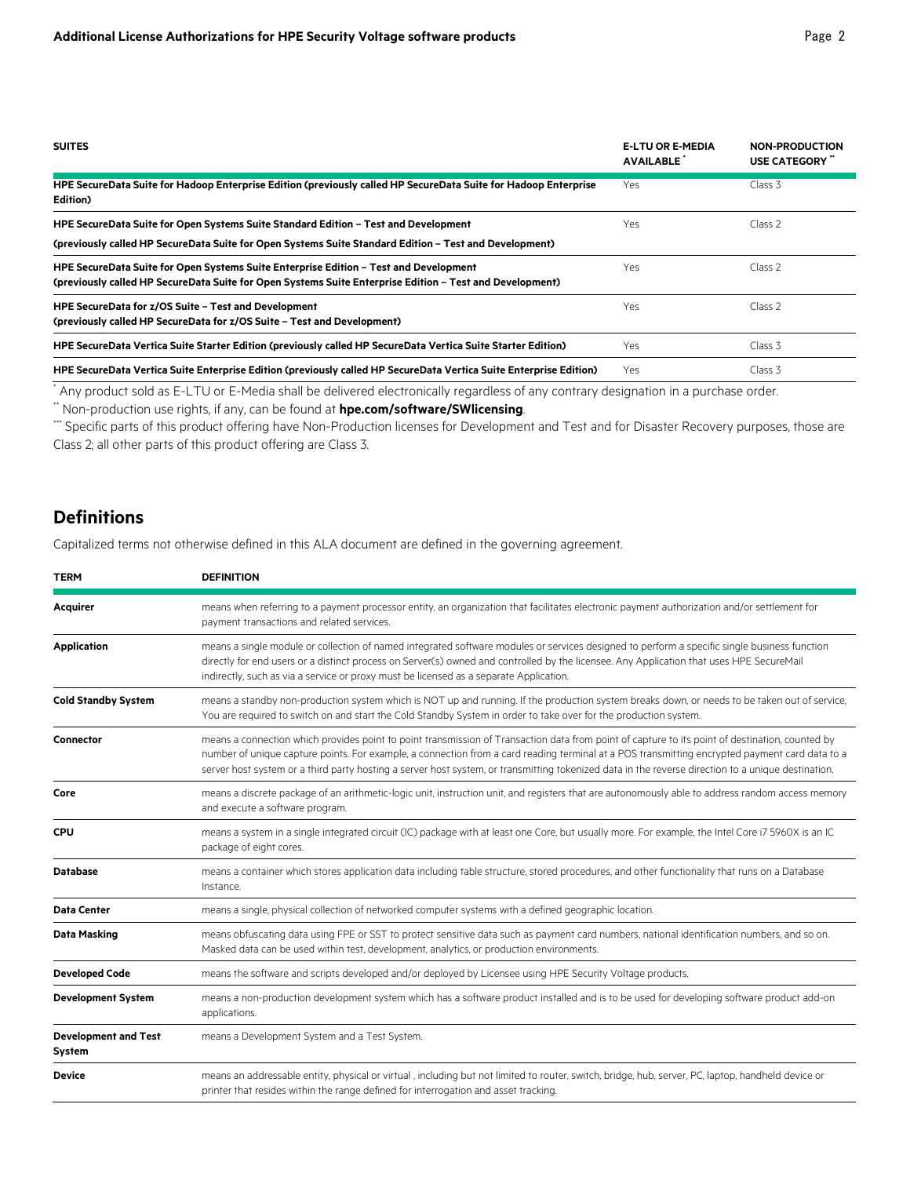| SUITES | E-LTU OR E-MEDIA AVAILABLE [*] | NON-PRODUCTION USE CATEGORY [**] |
|---|---|---|
| **HPE SecureData Suite for Hadoop Enterprise Edition (previously called HP SecureData Suite for Hadoop Enterprise Edition)** | Yes | Class 3 |
| **HPE SecureData Suite for Open Systems Suite Standard Edition – Test and Development (previously called HP SecureData Suite for Open Systems Suite Standard Edition – Test and Development)** | Yes | Class 2 |
| **HPE SecureData Suite for Open Systems Suite Enterprise Edition – Test and Development (previously called HP SecureData Suite for Open Systems Suite Enterprise Edition – Test and Development)** | Yes | Class 2 |
| **HPE SecureData for z/OS Suite – Test and Development (previously called HP SecureData for z/OS Suite – Test and Development)** | Yes | Class 2 |
| **HPE SecureData Vertica Suite Starter Edition (previously called HP SecureData Vertica Suite Starter Edition)** | Yes | Class 3 |
| **HPE SecureData Vertica Suite Enterprise Edition (previously called HP SecureData Vertica Suite Enterprise Edition)** | Yes | Class 3 |

[*] Any product sold as E-LTU or E-Media shall be delivered electronically regardless of any contrary designation in a purchase order.

[**] Non-production use rights, if any, can be found at **hpe.com/software/SWlicensing**.

[***] Specific parts of this product offering have Non-Production licenses for Development and Test and for Disaster Recovery purposes, those are Class 2; all other parts of this product offering are Class 3.

## Definitions

Capitalized terms not otherwise defined in this ALA document are defined in the governing agreement.

| TERM | DEFINITION |
|---|---|
| **Acquirer** | means when referring to a payment processor entity, an organization that facilitates electronic payment authorization and/or settlement for payment transactions and related services. |
| **Application** | means a single module or collection of named integrated software modules or services designed to perform a specific single business function directly for end users or a distinct process on Server(s) owned and controlled by the licensee. Any Application that uses HPE SecureMail indirectly, such as via a service or proxy must be licensed as a separate Application. |
| **Cold Standby System** | means a standby non-production system which is NOT up and running. If the production system breaks down, or needs to be taken out of service, You are required to switch on and start the Cold Standby System in order to take over for the production system. |
| **Connector** | means a connection which provides point to point transmission of Transaction data from point of capture to its point of destination, counted by number of unique capture points. For example, a connection from a card reading terminal at a POS transmitting encrypted payment card data to a server host system or a third party hosting a server host system, or transmitting tokenized data in the reverse direction to a unique destination. |
| **Core** | means a discrete package of an arithmetic-logic unit, instruction unit, and registers that are autonomously able to address random access memory and execute a software program. |
| **CPU** | means a system in a single integrated circuit (IC) package with at least one Core, but usually more. For example, the Intel Core i7 5960X is an IC package of eight cores. |
| **Database** | means a container which stores application data including table structure, stored procedures, and other functionality that runs on a Database Instance. |
| **Data Center** | means a single, physical collection of networked computer systems with a defined geographic location. |
| **Data Masking** | means obfuscating data using FPE or SST to protect sensitive data such as payment card numbers, national identification numbers, and so on. Masked data can be used within test, development, analytics, or production environments. |
| **Developed Code** | means the software and scripts developed and/or deployed by Licensee using HPE Security Voltage products. |
| **Development System** | means a non-production development system which has a software product installed and is to be used for developing software product add-on applications. |
| **Development and Test System** | means a Development System and a Test System. |
| **Device** | means an addressable entity, physical or virtual , including but not limited to router, switch, bridge, hub, server, PC, laptop, handheld device or printer that resides within the range defined for interrogation and asset tracking. |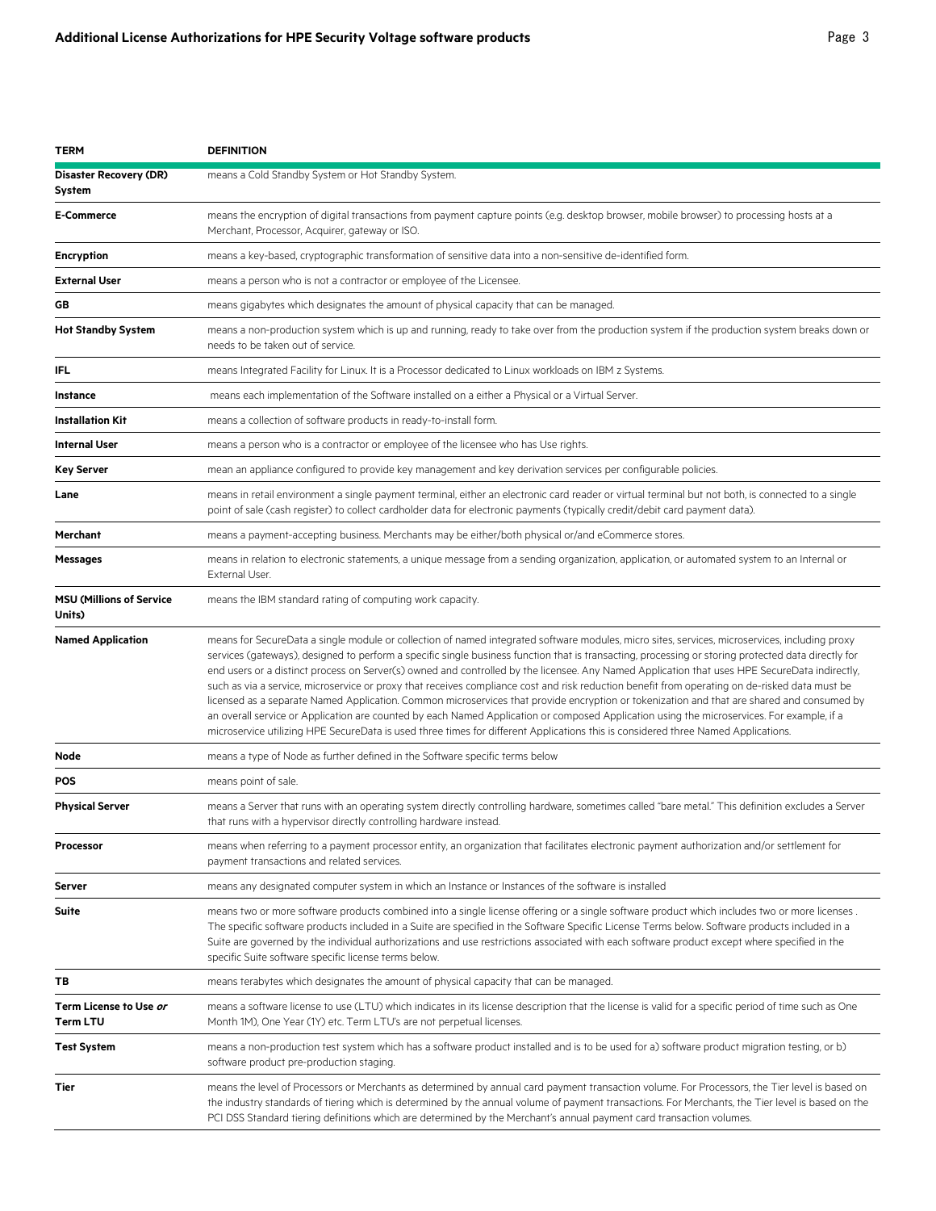| TERM | DEFINITION |
| --- | --- |
| **Disaster Recovery (DR) System** | means a Cold Standby System or Hot Standby System. |
| **E-Commerce** | means the encryption of digital transactions from payment capture points (e.g. desktop browser, mobile browser) to processing hosts at a Merchant, Processor, Acquirer, gateway or ISO. |
| **Encryption** | means a key-based, cryptographic transformation of sensitive data into a non-sensitive de-identified form. |
| **External User** | means a person who is not a contractor or employee of the Licensee. |
| **GB** | means gigabytes which designates the amount of physical capacity that can be managed. |
| **Hot Standby System** | means a non-production system which is up and running, ready to take over from the production system if the production system breaks down or needs to be taken out of service. |
| **IFL** | means Integrated Facility for Linux. It is a Processor dedicated to Linux workloads on IBM z Systems. |
| **Instance** | means each implementation of the Software installed on a either a Physical or a Virtual Server. |
| **Installation Kit** | means a collection of software products in ready-to-install form. |
| **Internal User** | means a person who is a contractor or employee of the licensee who has Use rights. |
| **Key Server** | mean an appliance configured to provide key management and key derivation services per configurable policies. |
| **Lane** | means in retail environment a single payment terminal, either an electronic card reader or virtual terminal but not both, is connected to a single point of sale (cash register) to collect cardholder data for electronic payments (typically credit/debit card payment data). |
| **Merchant** | means a payment-accepting business. Merchants may be either/both physical or/and eCommerce stores. |
| **Messages** | means in relation to electronic statements, a unique message from a sending organization, application, or automated system to an Internal or External User. |
| **MSU (Millions of Service Units)** | means the IBM standard rating of computing work capacity. |
| **Named Application** | means for SecureData a single module or collection of named integrated software modules, micro sites, services, microservices, including proxy services (gateways), designed to perform a specific single business function that is transacting, processing or storing protected data directly for end users or a distinct process on Server(s) owned and controlled by the licensee. Any Named Application that uses HPE SecureData indirectly, such as via a service, microservice or proxy that receives compliance cost and risk reduction benefit from operating on de-risked data must be licensed as a separate Named Application. Common microservices that provide encryption or tokenization and that are shared and consumed by an overall service or Application are counted by each Named Application or composed Application using the microservices. For example, if a microservice utilizing HPE SecureData is used three times for different Applications this is considered three Named Applications. |
| **Node** | means a type of Node as further defined in the Software specific terms below |
| **POS** | means point of sale. |
| **Physical Server** | means a Server that runs with an operating system directly controlling hardware, sometimes called "bare metal." This definition excludes a Server that runs with a hypervisor directly controlling hardware instead. |
| **Processor** | means when referring to a payment processor entity, an organization that facilitates electronic payment authorization and/or settlement for payment transactions and related services. |
| **Server** | means any designated computer system in which an Instance or Instances of the software is installed |
| **Suite** | means two or more software products combined into a single license offering or a single software product which includes two or more licenses . The specific software products included in a Suite are specified in the Software Specific License Terms below. Software products included in a Suite are governed by the individual authorizations and use restrictions associated with each software product except where specified in the specific Suite software specific license terms below. |
| **TB** | means terabytes which designates the amount of physical capacity that can be managed. |
| **Term License to Use *or* Term LTU** | means a software license to use (LTU) which indicates in its license description that the license is valid for a specific period of time such as One Month 1M), One Year (1Y) etc. Term LTU's are not perpetual licenses. |
| **Test System** | means a non-production test system which has a software product installed and is to be used for a) software product migration testing, or b) software product pre-production staging. |
| **Tier** | means the level of Processors or Merchants as determined by annual card payment transaction volume. For Processors, the Tier level is based on the industry standards of tiering which is determined by the annual volume of payment transactions. For Merchants, the Tier level is based on the PCI DSS Standard tiering definitions which are determined by the Merchant's annual payment card transaction volumes. |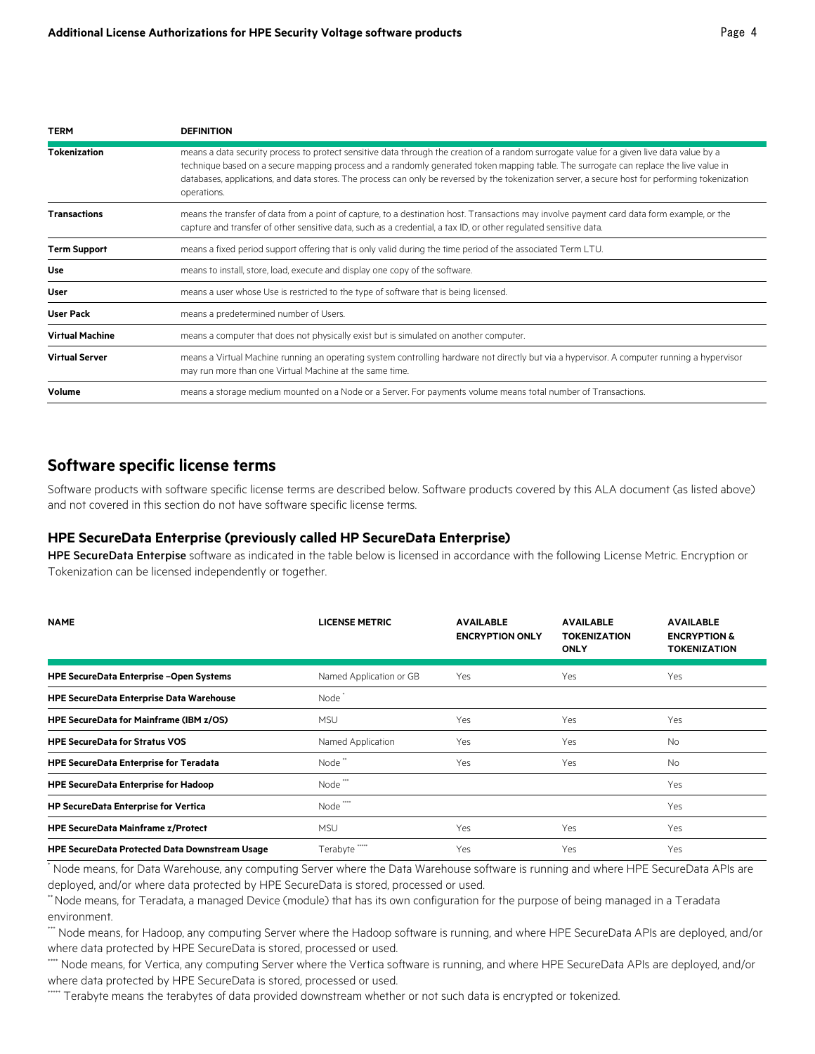| TERM | DEFINITION |
| --- | --- |
| **Tokenization** | means a data security process to protect sensitive data through the creation of a random surrogate value for a given live data value by a technique based on a secure mapping process and a randomly generated token mapping table. The surrogate can replace the live value in databases, applications, and data stores. The process can only be reversed by the tokenization server, a secure host for performing tokenization operations. |
| **Transactions** | means the transfer of data from a point of capture, to a destination host. Transactions may involve payment card data form example, or the capture and transfer of other sensitive data, such as a credential, a tax ID, or other regulated sensitive data. |
| **Term Support** | means a fixed period support offering that is only valid during the time period of the associated Term LTU. |
| **Use** | means to install, store, load, execute and display one copy of the software. |
| **User** | means a user whose Use is restricted to the type of software that is being licensed. |
| **User Pack** | means a predetermined number of Users. |
| **Virtual Machine** | means a computer that does not physically exist but is simulated on another computer. |
| **Virtual Server** | means a Virtual Machine running an operating system controlling hardware not directly but via a hypervisor. A computer running a hypervisor may run more than one Virtual Machine at the same time. |
| **Volume** | means a storage medium mounted on a Node or a Server. For payments volume means total number of Transactions. |

## Software specific license terms

Software products with software specific license terms are described below. Software products covered by this ALA document (as listed above) and not covered in this section do not have software specific license terms.

### HPE SecureData Enterprise (previously called HP SecureData Enterprise)

**HPE SecureData Enterprise** software as indicated in the table below is licensed in accordance with the following License Metric. Encryption or Tokenization can be licensed independently or together.

| NAME | LICENSE METRIC | AVAILABLE ENCRYPTION ONLY | AVAILABLE TOKENIZATION ONLY | AVAILABLE ENCRYPTION & TOKENIZATION |
| --- | --- | --- | --- | --- |
| **HPE SecureData Enterprise –Open Systems** | Named Application or GB | Yes | Yes | Yes |
| **HPE SecureData Enterprise Data Warehouse** | Node * | | | |
| **HPE SecureData for Mainframe (IBM z/OS)** | MSU | Yes | Yes | Yes |
| **HPE SecureData for Stratus VOS** | Named Application | Yes | Yes | No |
| **HPE SecureData Enterprise for Teradata** | Node ** | Yes | Yes | No |
| **HPE SecureData Enterprise for Hadoop** | Node *** | | | Yes |
| **HP SecureData Enterprise for Vertica** | Node **** | | | Yes |
| **HPE SecureData Mainframe z/Protect** | MSU | Yes | Yes | Yes |
| **HPE SecureData Protected Data Downstream Usage** | Terabyte ***** | Yes | Yes | Yes |

* Node means, for Data Warehouse, any computing Server where the Data Warehouse software is running and where HPE SecureData APIs are deployed, and/or where data protected by HPE SecureData is stored, processed or used.

** Node means, for Teradata, a managed Device (module) that has its own configuration for the purpose of being managed in a Teradata environment.

*** Node means, for Hadoop, any computing Server where the Hadoop software is running, and where HPE SecureData APIs are deployed, and/or where data protected by HPE SecureData is stored, processed or used.

**** Node means, for Vertica, any computing Server where the Vertica software is running, and where HPE SecureData APIs are deployed, and/or where data protected by HPE SecureData is stored, processed or used.

***** Terabyte means the terabytes of data provided downstream whether or not such data is encrypted or tokenized.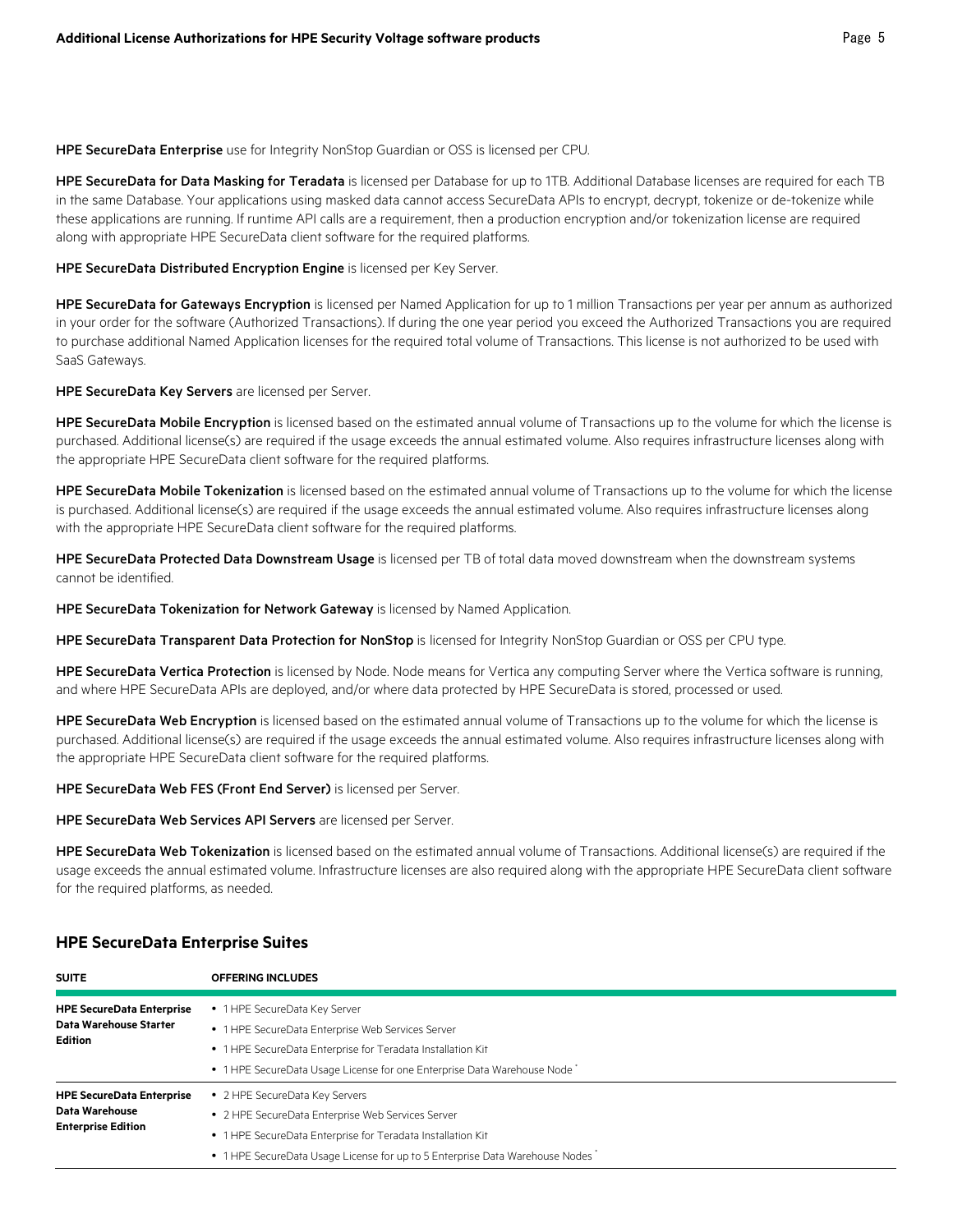**HPE SecureData Enterprise** use for Integrity NonStop Guardian or OSS is licensed per CPU.

**HPE SecureData for Data Masking for Teradata** is licensed per Database for up to 1TB. Additional Database licenses are required for each TB in the same Database. Your applications using masked data cannot access SecureData APIs to encrypt, decrypt, tokenize or de-tokenize while these applications are running. If runtime API calls are a requirement, then a production encryption and/or tokenization license are required along with appropriate HPE SecureData client software for the required platforms.

**HPE SecureData Distributed Encryption Engine** is licensed per Key Server.

**HPE SecureData for Gateways Encryption** is licensed per Named Application for up to 1 million Transactions per year per annum as authorized in your order for the software (Authorized Transactions). If during the one year period you exceed the Authorized Transactions you are required to purchase additional Named Application licenses for the required total volume of Transactions. This license is not authorized to be used with SaaS Gateways.

**HPE SecureData Key Servers** are licensed per Server.

**HPE SecureData Mobile Encryption** is licensed based on the estimated annual volume of Transactions up to the volume for which the license is purchased. Additional license(s) are required if the usage exceeds the annual estimated volume. Also requires infrastructure licenses along with the appropriate HPE SecureData client software for the required platforms.

**HPE SecureData Mobile Tokenization** is licensed based on the estimated annual volume of Transactions up to the volume for which the license is purchased. Additional license(s) are required if the usage exceeds the annual estimated volume. Also requires infrastructure licenses along with the appropriate HPE SecureData client software for the required platforms.

**HPE SecureData Protected Data Downstream Usage** is licensed per TB of total data moved downstream when the downstream systems cannot be identified.

**HPE SecureData Tokenization for Network Gateway** is licensed by Named Application.

**HPE SecureData Transparent Data Protection for NonStop** is licensed for Integrity NonStop Guardian or OSS per CPU type.

**HPE SecureData Vertica Protection** is licensed by Node. Node means for Vertica any computing Server where the Vertica software is running, and where HPE SecureData APIs are deployed, and/or where data protected by HPE SecureData is stored, processed or used.

**HPE SecureData Web Encryption** is licensed based on the estimated annual volume of Transactions up to the volume for which the license is purchased. Additional license(s) are required if the usage exceeds the annual estimated volume. Also requires infrastructure licenses along with the appropriate HPE SecureData client software for the required platforms.

**HPE SecureData Web FES (Front End Server)** is licensed per Server.

**HPE SecureData Web Services API Servers** are licensed per Server.

**HPE SecureData Web Tokenization** is licensed based on the estimated annual volume of Transactions. Additional license(s) are required if the usage exceeds the annual estimated volume. Infrastructure licenses are also required along with the appropriate HPE SecureData client software for the required platforms, as needed.

## HPE SecureData Enterprise Suites

| SUITE | OFFERING INCLUDES |
|---|---|
| **HPE SecureData Enterprise Data Warehouse Starter Edition** | • 1 HPE SecureData Key Server<br>• 1 HPE SecureData Enterprise Web Services Server<br>• 1 HPE SecureData Enterprise for Teradata Installation Kit<br>• 1 HPE SecureData Usage License for one Enterprise Data Warehouse Node * |
| **HPE SecureData Enterprise Data Warehouse Enterprise Edition** | • 2 HPE SecureData Key Servers<br>• 2 HPE SecureData Enterprise Web Services Server<br>• 1 HPE SecureData Enterprise for Teradata Installation Kit<br>• 1 HPE SecureData Usage License for up to 5 Enterprise Data Warehouse Nodes * |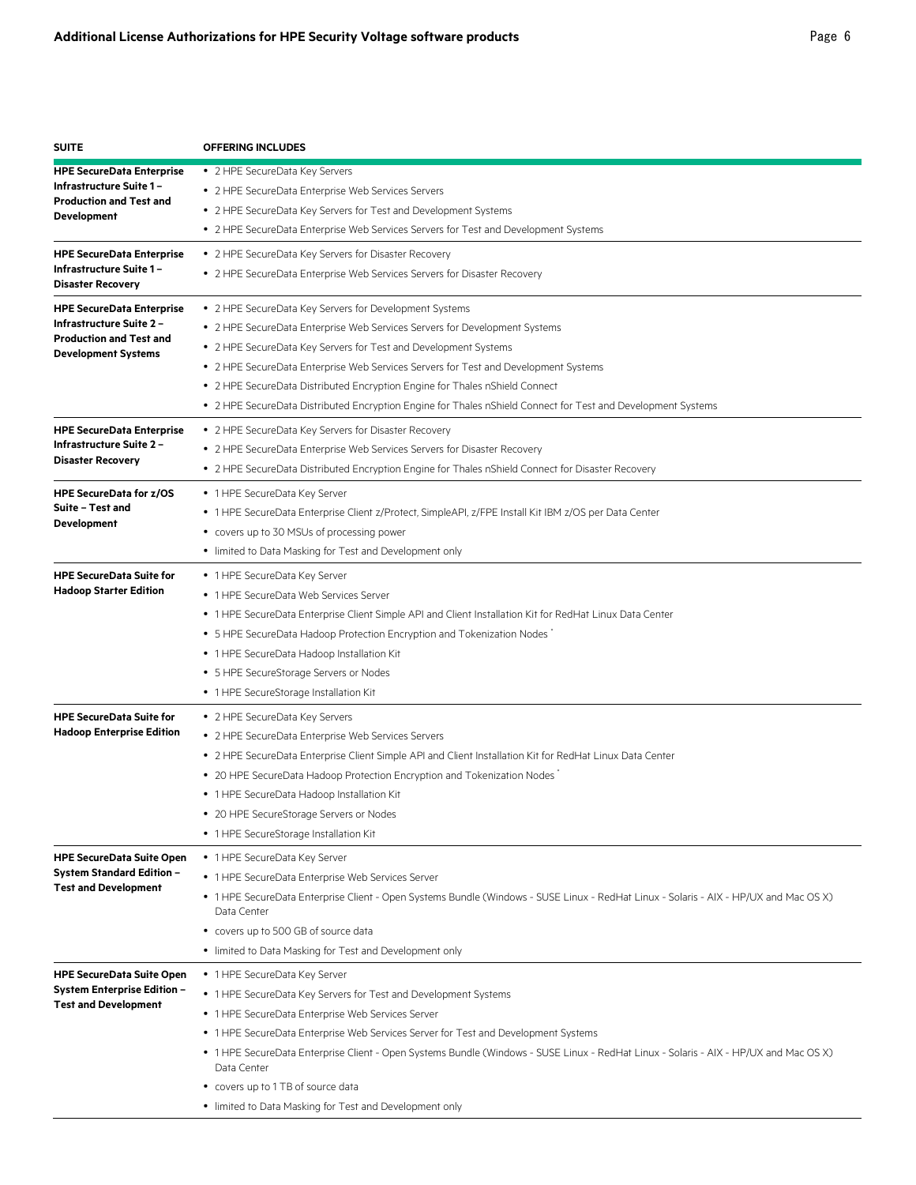| SUITE | OFFERING INCLUDES |
|---|---|
| **HPE SecureData Enterprise Infrastructure Suite 1 – Production and Test and Development** | • 2 HPE SecureData Key Servers<br>• 2 HPE SecureData Enterprise Web Services Servers<br>• 2 HPE SecureData Key Servers for Test and Development Systems<br>• 2 HPE SecureData Enterprise Web Services Servers for Test and Development Systems |
| **HPE SecureData Enterprise Infrastructure Suite 1 – Disaster Recovery** | • 2 HPE SecureData Key Servers for Disaster Recovery<br>• 2 HPE SecureData Enterprise Web Services Servers for Disaster Recovery |
| **HPE SecureData Enterprise Infrastructure Suite 2 – Production and Test and Development Systems** | • 2 HPE SecureData Key Servers for Development Systems<br>• 2 HPE SecureData Enterprise Web Services Servers for Development Systems<br>• 2 HPE SecureData Key Servers for Test and Development Systems<br>• 2 HPE SecureData Enterprise Web Services Servers for Test and Development Systems<br>• 2 HPE SecureData Distributed Encryption Engine for Thales nShield Connect<br>• 2 HPE SecureData Distributed Encryption Engine for Thales nShield Connect for Test and Development Systems |
| **HPE SecureData Enterprise Infrastructure Suite 2 – Disaster Recovery** | • 2 HPE SecureData Key Servers for Disaster Recovery<br>• 2 HPE SecureData Enterprise Web Services Servers for Disaster Recovery<br>• 2 HPE SecureData Distributed Encryption Engine for Thales nShield Connect for Disaster Recovery |
| **HPE SecureData for z/OS Suite – Test and Development** | • 1 HPE SecureData Key Server<br>• 1 HPE SecureData Enterprise Client z/Protect, SimpleAPI, z/FPE Install Kit IBM z/OS per Data Center<br>• covers up to 30 MSUs of processing power<br>• limited to Data Masking for Test and Development only |
| **HPE SecureData Suite for Hadoop Starter Edition** | • 1 HPE SecureData Key Server<br>• 1 HPE SecureData Web Services Server<br>• 1 HPE SecureData Enterprise Client Simple API and Client Installation Kit for RedHat Linux Data Center<br>• 5 HPE SecureData Hadoop Protection Encryption and Tokenization Nodes *<br>• 1 HPE SecureData Hadoop Installation Kit<br>• 5 HPE SecureStorage Servers or Nodes<br>• 1 HPE SecureStorage Installation Kit |
| **HPE SecureData Suite for Hadoop Enterprise Edition** | • 2 HPE SecureData Key Servers<br>• 2 HPE SecureData Enterprise Web Services Servers<br>• 2 HPE SecureData Enterprise Client Simple API and Client Installation Kit for RedHat Linux Data Center<br>• 20 HPE SecureData Hadoop Protection Encryption and Tokenization Nodes *<br>• 1 HPE SecureData Hadoop Installation Kit<br>• 20 HPE SecureStorage Servers or Nodes<br>• 1 HPE SecureStorage Installation Kit |
| **HPE SecureData Suite Open System Standard Edition – Test and Development** | • 1 HPE SecureData Key Server<br>• 1 HPE SecureData Enterprise Web Services Server<br>• 1 HPE SecureData Enterprise Client - Open Systems Bundle (Windows - SUSE Linux - RedHat Linux - Solaris - AIX - HP/UX and Mac OS X) Data Center<br>• covers up to 500 GB of source data<br>• limited to Data Masking for Test and Development only |
| **HPE SecureData Suite Open System Enterprise Edition – Test and Development** | • 1 HPE SecureData Key Server<br>• 1 HPE SecureData Key Servers for Test and Development Systems<br>• 1 HPE SecureData Enterprise Web Services Server<br>• 1 HPE SecureData Enterprise Web Services Server for Test and Development Systems<br>• 1 HPE SecureData Enterprise Client - Open Systems Bundle (Windows - SUSE Linux - RedHat Linux - Solaris - AIX - HP/UX and Mac OS X) Data Center<br>• covers up to 1 TB of source data<br>• limited to Data Masking for Test and Development only |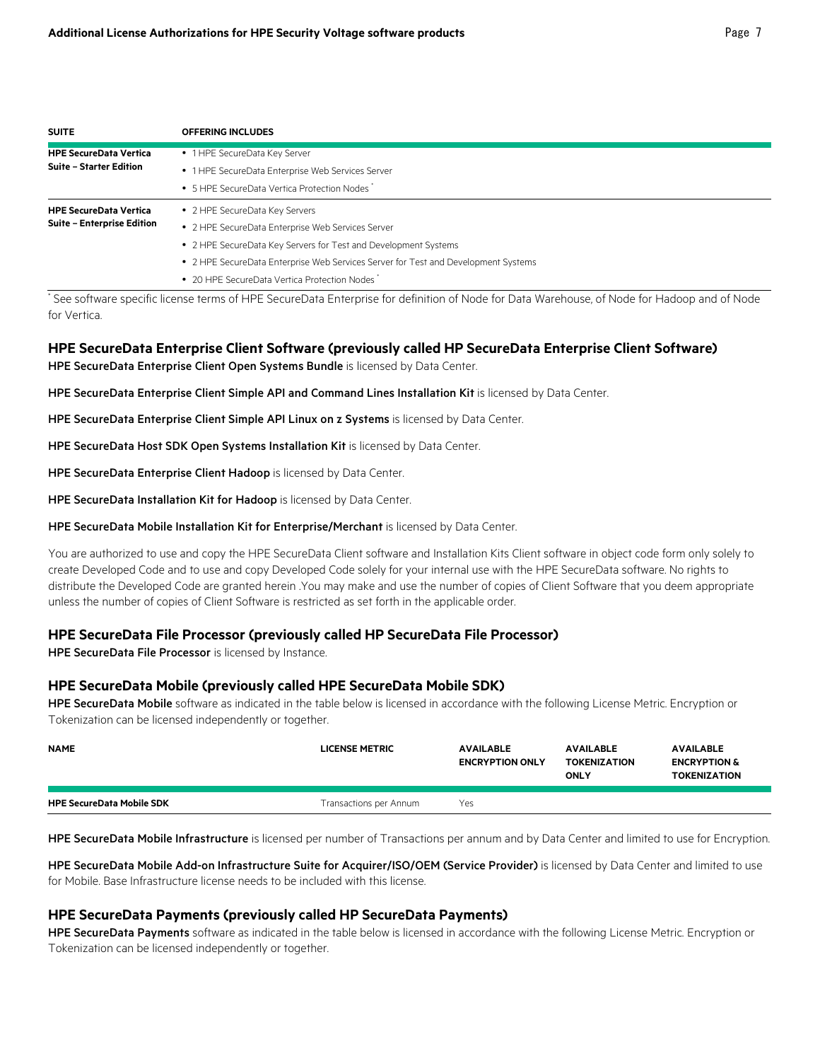| SUITE | OFFERING INCLUDES |
| --- | --- |
| **HPE SecureData Vertica Suite – Starter Edition** | • 1 HPE SecureData Key Server<br>• 1 HPE SecureData Enterprise Web Services Server<br>• 5 HPE SecureData Vertica Protection Nodes * |
| **HPE SecureData Vertica Suite – Enterprise Edition** | • 2 HPE SecureData Key Servers<br>• 2 HPE SecureData Enterprise Web Services Server<br>• 2 HPE SecureData Key Servers for Test and Development Systems<br>• 2 HPE SecureData Enterprise Web Services Server for Test and Development Systems<br>• 20 HPE SecureData Vertica Protection Nodes * |

* See software specific license terms of HPE SecureData Enterprise for definition of Node for Data Warehouse, of Node for Hadoop and of Node for Vertica.

## HPE SecureData Enterprise Client Software (previously called HP SecureData Enterprise Client Software)

**HPE SecureData Enterprise Client Open Systems Bundle** is licensed by Data Center.

**HPE SecureData Enterprise Client Simple API and Command Lines Installation Kit** is licensed by Data Center.

**HPE SecureData Enterprise Client Simple API Linux on z Systems** is licensed by Data Center.

**HPE SecureData Host SDK Open Systems Installation Kit** is licensed by Data Center.

**HPE SecureData Enterprise Client Hadoop** is licensed by Data Center.

**HPE SecureData Installation Kit for Hadoop** is licensed by Data Center.

**HPE SecureData Mobile Installation Kit for Enterprise/Merchant** is licensed by Data Center.

You are authorized to use and copy the HPE SecureData Client software and Installation Kits Client software in object code form only solely to create Developed Code and to use and copy Developed Code solely for your internal use with the HPE SecureData software. No rights to distribute the Developed Code are granted herein .You may make and use the number of copies of Client Software that you deem appropriate unless the number of copies of Client Software is restricted as set forth in the applicable order.

## HPE SecureData File Processor (previously called HP SecureData File Processor)

**HPE SecureData File Processor** is licensed by Instance.

## HPE SecureData Mobile (previously called HPE SecureData Mobile SDK)

**HPE SecureData Mobile** software as indicated in the table below is licensed in accordance with the following License Metric. Encryption or Tokenization can be licensed independently or together.

| NAME | LICENSE METRIC | AVAILABLE ENCRYPTION ONLY | AVAILABLE TOKENIZATION ONLY | AVAILABLE ENCRYPTION & TOKENIZATION |
| --- | --- | --- | --- | --- |
| **HPE SecureData Mobile SDK** | Transactions per Annum | Yes | | |

**HPE SecureData Mobile Infrastructure** is licensed per number of Transactions per annum and by Data Center and limited to use for Encryption.

**HPE SecureData Mobile Add-on Infrastructure Suite for Acquirer/ISO/OEM (Service Provider)** is licensed by Data Center and limited to use for Mobile. Base Infrastructure license needs to be included with this license.

## HPE SecureData Payments (previously called HP SecureData Payments)

**HPE SecureData Payments** software as indicated in the table below is licensed in accordance with the following License Metric. Encryption or Tokenization can be licensed independently or together.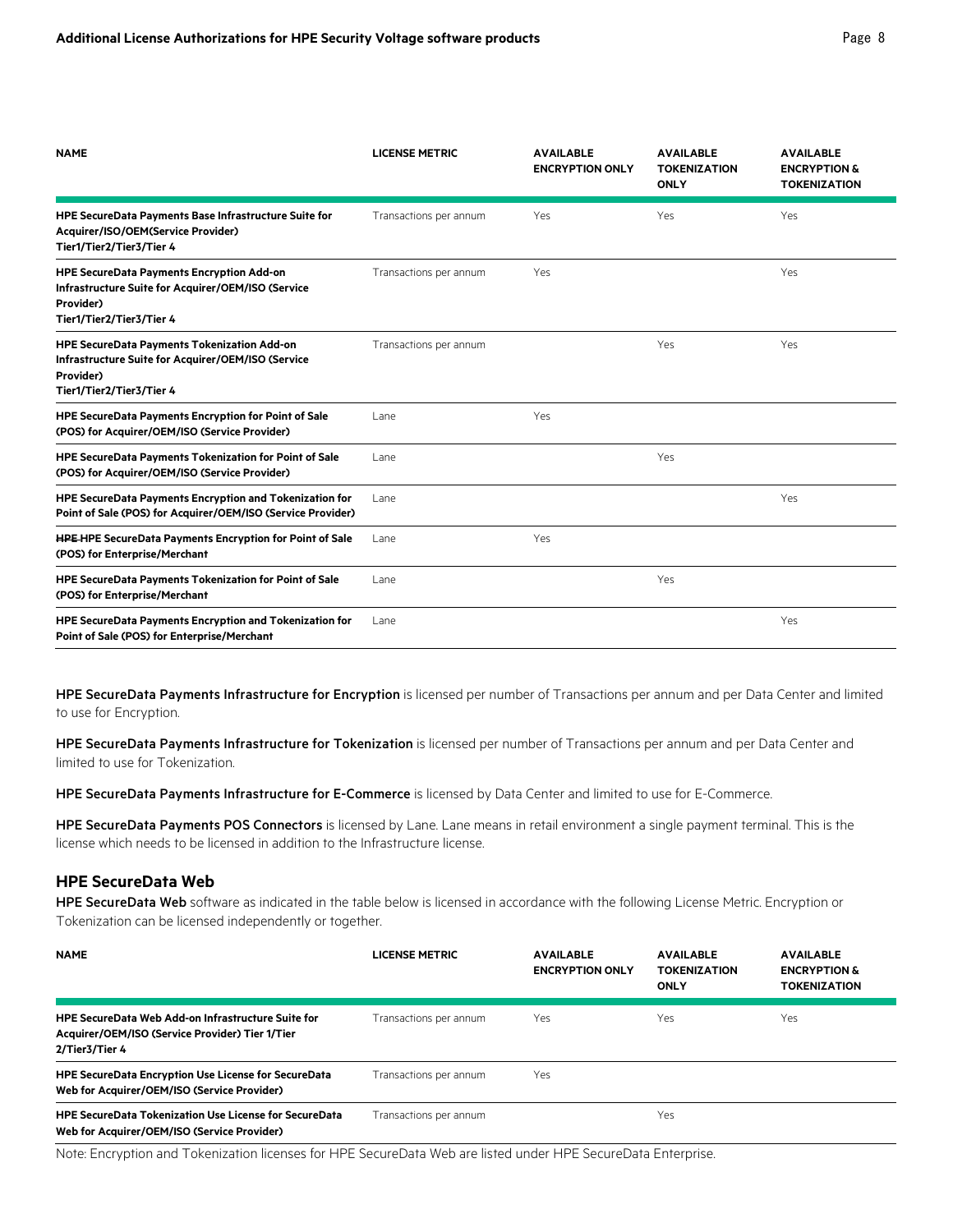| NAME | LICENSE METRIC | AVAILABLE ENCRYPTION ONLY | AVAILABLE TOKENIZATION ONLY | AVAILABLE ENCRYPTION & TOKENIZATION |
|---|---|---|---|---|
| **HPE SecureData Payments Base Infrastructure Suite for Acquirer/ISO/OEM(Service Provider) Tier1/Tier2/Tier3/Tier 4** | Transactions per annum | Yes | Yes | Yes |
| **HPE SecureData Payments Encryption Add-on Infrastructure Suite for Acquirer/OEM/ISO (Service Provider) Tier1/Tier2/Tier3/Tier 4** | Transactions per annum | Yes | | Yes |
| **HPE SecureData Payments Tokenization Add-on Infrastructure Suite for Acquirer/OEM/ISO (Service Provider) Tier1/Tier2/Tier3/Tier 4** | Transactions per annum | | Yes | Yes |
| **HPE SecureData Payments Encryption for Point of Sale (POS) for Acquirer/OEM/ISO (Service Provider)** | Lane | Yes | | |
| **HPE SecureData Payments Tokenization for Point of Sale (POS) for Acquirer/OEM/ISO (Service Provider)** | Lane | | Yes | |
| **HPE SecureData Payments Encryption and Tokenization for Point of Sale (POS) for Acquirer/OEM/ISO (Service Provider)** | Lane | | | Yes |
| **~~HPE~~ HPE SecureData Payments Encryption for Point of Sale (POS) for Enterprise/Merchant** | Lane | Yes | | |
| **HPE SecureData Payments Tokenization for Point of Sale (POS) for Enterprise/Merchant** | Lane | | Yes | |
| **HPE SecureData Payments Encryption and Tokenization for Point of Sale (POS) for Enterprise/Merchant** | Lane | | | Yes |

**HPE SecureData Payments Infrastructure for Encryption** is licensed per number of Transactions per annum and per Data Center and limited to use for Encryption.

**HPE SecureData Payments Infrastructure for Tokenization** is licensed per number of Transactions per annum and per Data Center and limited to use for Tokenization.

**HPE SecureData Payments Infrastructure for E-Commerce** is licensed by Data Center and limited to use for E-Commerce.

**HPE SecureData Payments POS Connectors** is licensed by Lane. Lane means in retail environment a single payment terminal. This is the license which needs to be licensed in addition to the Infrastructure license.

## HPE SecureData Web

**HPE SecureData Web** software as indicated in the table below is licensed in accordance with the following License Metric. Encryption or Tokenization can be licensed independently or together.

| NAME | LICENSE METRIC | AVAILABLE ENCRYPTION ONLY | AVAILABLE TOKENIZATION ONLY | AVAILABLE ENCRYPTION & TOKENIZATION |
|---|---|---|---|---|
| **HPE SecureData Web Add-on Infrastructure Suite for Acquirer/OEM/ISO (Service Provider) Tier 1/Tier 2/Tier3/Tier 4** | Transactions per annum | Yes | Yes | Yes |
| **HPE SecureData Encryption Use License for SecureData Web for Acquirer/OEM/ISO (Service Provider)** | Transactions per annum | Yes | | |
| **HPE SecureData Tokenization Use License for SecureData Web for Acquirer/OEM/ISO (Service Provider)** | Transactions per annum | | Yes | |

Note: Encryption and Tokenization licenses for HPE SecureData Web are listed under HPE SecureData Enterprise.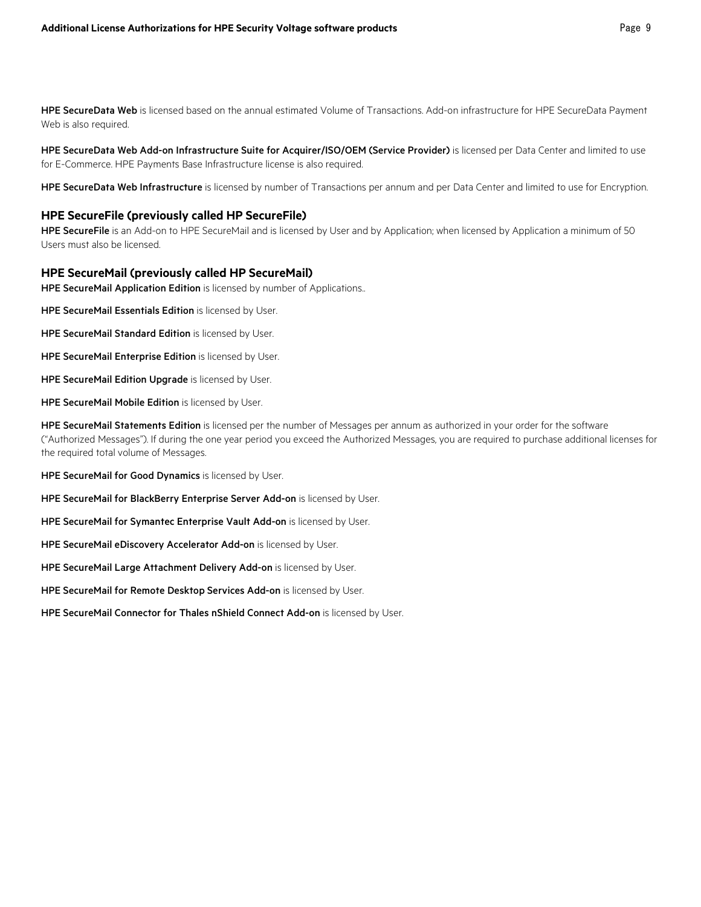**HPE SecureData Web** is licensed based on the annual estimated Volume of Transactions. Add-on infrastructure for HPE SecureData Payment Web is also required.

**HPE SecureData Web Add-on Infrastructure Suite for Acquirer/ISO/OEM (Service Provider)** is licensed per Data Center and limited to use for E-Commerce. HPE Payments Base Infrastructure license is also required.

**HPE SecureData Web Infrastructure** is licensed by number of Transactions per annum and per Data Center and limited to use for Encryption.

## HPE SecureFile (previously called HP SecureFile)

**HPE SecureFile** is an Add-on to HPE SecureMail and is licensed by User and by Application; when licensed by Application a minimum of 50 Users must also be licensed.

## HPE SecureMail (previously called HP SecureMail)

**HPE SecureMail Application Edition** is licensed by number of Applications..

**HPE SecureMail Essentials Edition** is licensed by User.

**HPE SecureMail Standard Edition** is licensed by User.

**HPE SecureMail Enterprise Edition** is licensed by User.

**HPE SecureMail Edition Upgrade** is licensed by User.

**HPE SecureMail Mobile Edition** is licensed by User.

**HPE SecureMail Statements Edition** is licensed per the number of Messages per annum as authorized in your order for the software ("Authorized Messages"). If during the one year period you exceed the Authorized Messages, you are required to purchase additional licenses for the required total volume of Messages.

**HPE SecureMail for Good Dynamics** is licensed by User.

**HPE SecureMail for BlackBerry Enterprise Server Add-on** is licensed by User.

**HPE SecureMail for Symantec Enterprise Vault Add-on** is licensed by User.

**HPE SecureMail eDiscovery Accelerator Add-on** is licensed by User.

**HPE SecureMail Large Attachment Delivery Add-on** is licensed by User.

**HPE SecureMail for Remote Desktop Services Add-on** is licensed by User.

**HPE SecureMail Connector for Thales nShield Connect Add-on** is licensed by User.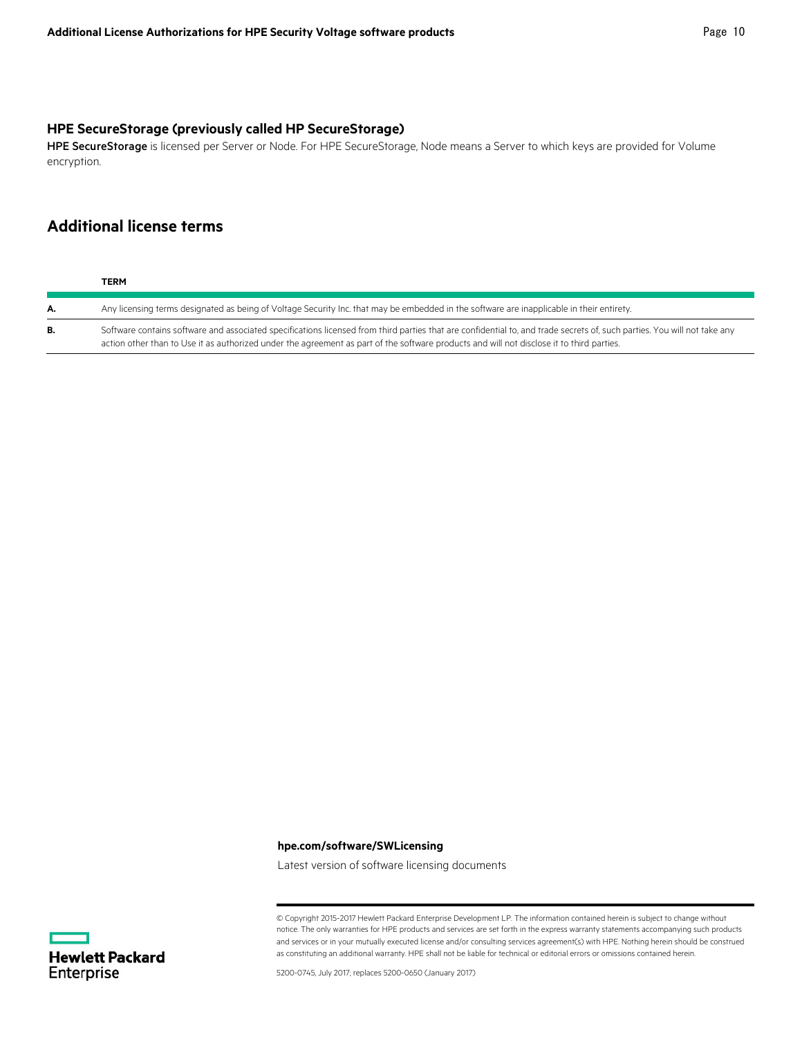### HPE SecureStorage (previously called HP SecureStorage)

**HPE SecureStorage** is licensed per Server or Node. For HPE SecureStorage, Node means a Server to which keys are provided for Volume encryption.

## Additional license terms

| | TERM |
|---|---|
| **A.** | Any licensing terms designated as being of Voltage Security Inc. that may be embedded in the software are inapplicable in their entirety. |
| **B.** | Software contains software and associated specifications licensed from third parties that are confidential to, and trade secrets of, such parties. You will not take any action other than to Use it as authorized under the agreement as part of the software products and will not disclose it to third parties. |

**hpe.com/software/SWLicensing**

Latest version of software licensing documents

© Copyright 2015-2017 Hewlett Packard Enterprise Development LP. The information contained herein is subject to change without notice. The only warranties for HPE products and services are set forth in the express warranty statements accompanying such products and services or in your mutually executed license and/or consulting services agreement(s) with HPE. Nothing herein should be construed as constituting an additional warranty. HPE shall not be liable for technical or editorial errors or omissions contained herein.

5200-0745, July 2017; replaces 5200-0650 (January 2017)

Hewlett Packard Enterprise